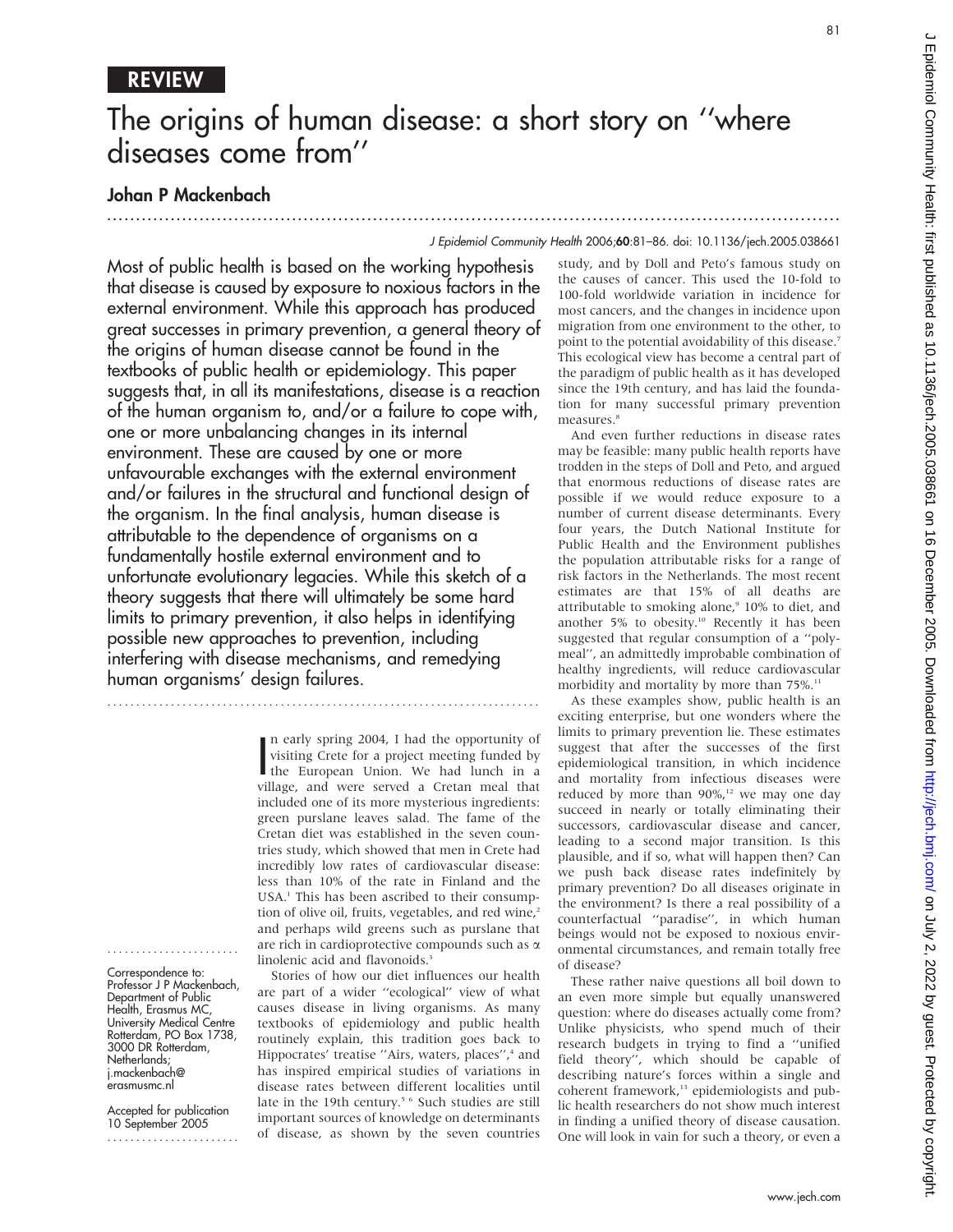REVIEW

# The origins of human disease: a short story on ''where diseases come from''

**Johan P Mackenbach**

**Most of public health is based on the working hypothesis that disease is caused by exposure to noxious factors in the external environment. While this approach has produced great successes in primary prevention, a general theory of the origins of human disease cannot be found in the textbooks of public health or epidemiology. This paper suggests that, in all its manifestations, disease is a reaction of the human organism to, and/or a failure to cope with, one or more unbalancing changes in its internal environment. These are caused by one or more unfavourable exchanges with the external environment and/or failures in the structural and functional design of the organism. In the final analysis, human disease is attributable to the dependence of organisms on a fundamentally hostile external environment and to unfortunate evolutionary legacies. While this sketch of a theory suggests that there will ultimately be some hard limits to primary prevention, it also helps in identifying possible new approaches to prevention, including interfering with disease mechanisms, and remedying human organisms' design failures.**

In early spring 2004, I had the opportunity of visiting Crete for a project meeting funded by the European Union. We had lunch in a village, and were served a Cretan meal that included one of its more mysterious ingredients: green purslane leaves salad. The fame of the Cretan diet was established in the seven countries study, which showed that men in Crete had incredibly low rates of cardiovascular disease: less than 10% of the rate in Finland and the USA.[1] This has been ascribed to their consumption of olive oil, fruits, vegetables, and red wine,[2] and perhaps wild greens such as purslane that are rich in cardioprotective compounds such as $\alpha$ linolenic acid and flavonoids.[3]

Stories of how our diet influences our health are part of a wider ''ecological'' view of what causes disease in living organisms. As many textbooks of epidemiology and public health routinely explain, this tradition goes back to Hippocrates' treatise ''Airs, waters, places'',[4] and has inspired empirical studies of variations in disease rates between different localities until late in the 19th century.[5 6] Such studies are still important sources of knowledge on determinants of disease, as shown by the seven countries study, and by Doll and Peto's famous study on the causes of cancer. This used the 10-fold to 100-fold worldwide variation in incidence for most cancers, and the changes in incidence upon migration from one environment to the other, to point to the potential avoidability of this disease.[7] This ecological view has become a central part of the paradigm of public health as it has developed since the 19th century, and has laid the foundation for many successful primary prevention measures.[8]

And even further reductions in disease rates may be feasible: many public health reports have trodden in the steps of Doll and Peto, and argued that enormous reductions of disease rates are possible if we would reduce exposure to a number of current disease determinants. Every four years, the Dutch National Institute for Public Health and the Environment publishes the population attributable risks for a range of risk factors in the Netherlands. The most recent estimates are that 15% of all deaths are attributable to smoking alone,[9] 10% to diet, and another 5% to obesity.[10] Recently it has been suggested that regular consumption of a ''polymeal'', an admittedly improbable combination of healthy ingredients, will reduce cardiovascular morbidity and mortality by more than 75%.[11]

As these examples show, public health is an exciting enterprise, but one wonders where the limits to primary prevention lie. These estimates suggest that after the successes of the first epidemiological transition, in which incidence and mortality from infectious diseases were reduced by more than 90%,[12] we may one day succeed in nearly or totally eliminating their successors, cardiovascular disease and cancer, leading to a second major transition. Is this plausible, and if so, what will happen then? Can we push back disease rates indefinitely by primary prevention? Do all diseases originate in the environment? Is there a real possibility of a counterfactual ''paradise'', in which human beings would not be exposed to noxious environmental circumstances, and remain totally free of disease?

These rather naive questions all boil down to an even more simple but equally unanswered question: where do diseases actually come from? Unlike physicists, who spend much of their research budgets in trying to find a ''unified field theory'', which should be capable of describing nature's forces within a single and coherent framework,[13] epidemiologists and public health researchers do not show much interest in finding a unified theory of disease causation. One will look in vain for such a theory, or even a

Correspondence to: Professor J P Mackenbach, Department of Public Health, Erasmus MC, University Medical Centre Rotterdam, PO Box 1738, 3000 DR Rotterdam, Netherlands; j.mackenbach@erasmusmc.nl

Accepted for publication 10 September 2005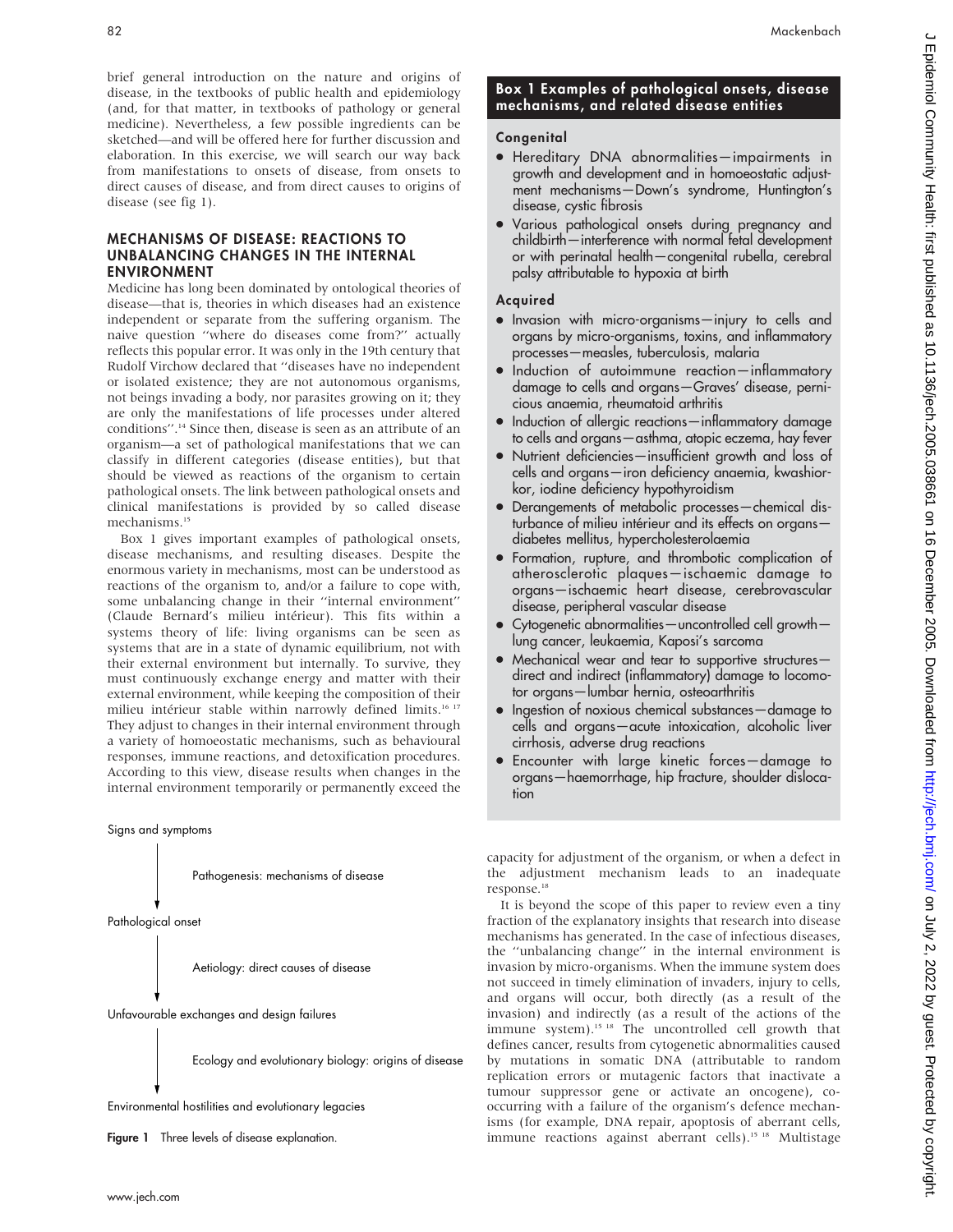brief general introduction on the nature and origins of disease, in the textbooks of public health and epidemiology (and, for that matter, in textbooks of pathology or general medicine). Nevertheless, a few possible ingredients can be sketched—and will be offered here for further discussion and elaboration. In this exercise, we will search our way back from manifestations to onsets of disease, from onsets to direct causes of disease, and from direct causes to origins of disease (see fig 1).

## MECHANISMS OF DISEASE: REACTIONS TO UNBALANCING CHANGES IN THE INTERNAL ENVIRONMENT

Medicine has long been dominated by ontological theories of disease—that is, theories in which diseases had an existence independent or separate from the suffering organism. The naive question "where do diseases come from?" actually reflects this popular error. It was only in the 19th century that Rudolf Virchow declared that "diseases have no independent or isolated existence; they are not autonomous organisms, not beings invading a body, nor parasites growing on it; they are only the manifestations of life processes under altered conditions".[14] Since then, disease is seen as an attribute of an organism—a set of pathological manifestations that we can classify in different categories (disease entities), but that should be viewed as reactions of the organism to certain pathological onsets. The link between pathological onsets and clinical manifestations is provided by so called disease mechanisms.[15]

Box 1 gives important examples of pathological onsets, disease mechanisms, and resulting diseases. Despite the enormous variety in mechanisms, most can be understood as reactions of the organism to, and/or a failure to cope with, some unbalancing change in their "internal environment" (Claude Bernard's milieu intérieur). This fits within a systems theory of life: living organisms can be seen as systems that are in a state of dynamic equilibrium, not with their external environment but internally. To survive, they must continuously exchange energy and matter with their external environment, while keeping the composition of their milieu intérieur stable within narrowly defined limits.[16 17] They adjust to changes in their internal environment through a variety of homoeostatic mechanisms, such as behavioural responses, immune reactions, and detoxification procedures. According to this view, disease results when changes in the internal environment temporarily or permanently exceed the capacity for adjustment of the organism, or when a defect in the adjustment mechanism leads to an inadequate response.[18]

> **Box 1 Examples of pathological onsets, disease mechanisms, and related disease entities**
>
> **Congenital**
>
> - Hereditary DNA abnormalities—impairments in growth and development and in homoeostatic adjustment mechanisms—Down's syndrome, Huntington's disease, cystic fibrosis
> - Various pathological onsets during pregnancy and childbirth—interference with normal fetal development or with perinatal health—congenital rubella, cerebral palsy attributable to hypoxia at birth
>
> **Acquired**
>
> - Invasion with micro-organisms—injury to cells and organs by micro-organisms, toxins, and inflammatory processes—measles, tuberculosis, malaria
> - Induction of autoimmune reaction—inflammatory damage to cells and organs—Graves' disease, pernicious anaemia, rheumatoid arthritis
> - Induction of allergic reactions—inflammatory damage to cells and organs—asthma, atopic eczema, hay fever
> - Nutrient deficiencies—insufficient growth and loss of cells and organs—iron deficiency anaemia, kwashiorkor, iodine deficiency hypothyroidism
> - Derangements of metabolic processes—chemical disturbance of milieu intérieur and its effects on organs—diabetes mellitus, hypercholesterolaemia
> - Formation, rupture, and thrombotic complication of atherosclerotic plaques—ischaemic damage to organs—ischaemic heart disease, cerebrovascular disease, peripheral vascular disease
> - Cytogenetic abnormalities—uncontrolled cell growth—lung cancer, leukaemia, Kaposi's sarcoma
> - Mechanical wear and tear to supportive structures—direct and indirect (inflammatory) damage to locomotor organs—lumbar hernia, osteoarthritis
> - Ingestion of noxious chemical substances—damage to cells and organs—acute intoxication, alcoholic liver cirrhosis, adverse drug reactions
> - Encounter with large kinetic forces—damage to organs—haemorrhage, hip fracture, shoulder dislocation

Signs and symptoms

↓ Pathogenesis: mechanisms of disease

Pathological onset

↓ Aetiology: direct causes of disease

Unfavourable exchanges and design failures

↓ Ecology and evolutionary biology: origins of disease

Environmental hostilities and evolutionary legacies

**Figure 1** Three levels of disease explanation.

It is beyond the scope of this paper to review even a tiny fraction of the explanatory insights that research into disease mechanisms has generated. In the case of infectious diseases, the "unbalancing change" in the internal environment is invasion by micro-organisms. When the immune system does not succeed in timely elimination of invaders, injury to cells, and organs will occur, both directly (as a result of the invasion) and indirectly (as a result of the actions of the immune system).[15 18] The uncontrolled cell growth that defines cancer, results from cytogenetic abnormalities caused by mutations in somatic DNA (attributable to random replication errors or mutagenic factors that inactivate a tumour suppressor gene or activate an oncogene), co-occurring with a failure of the organism's defence mechanisms (for example, DNA repair, apoptosis of aberrant cells, immune reactions against aberrant cells).[15 18] Multistage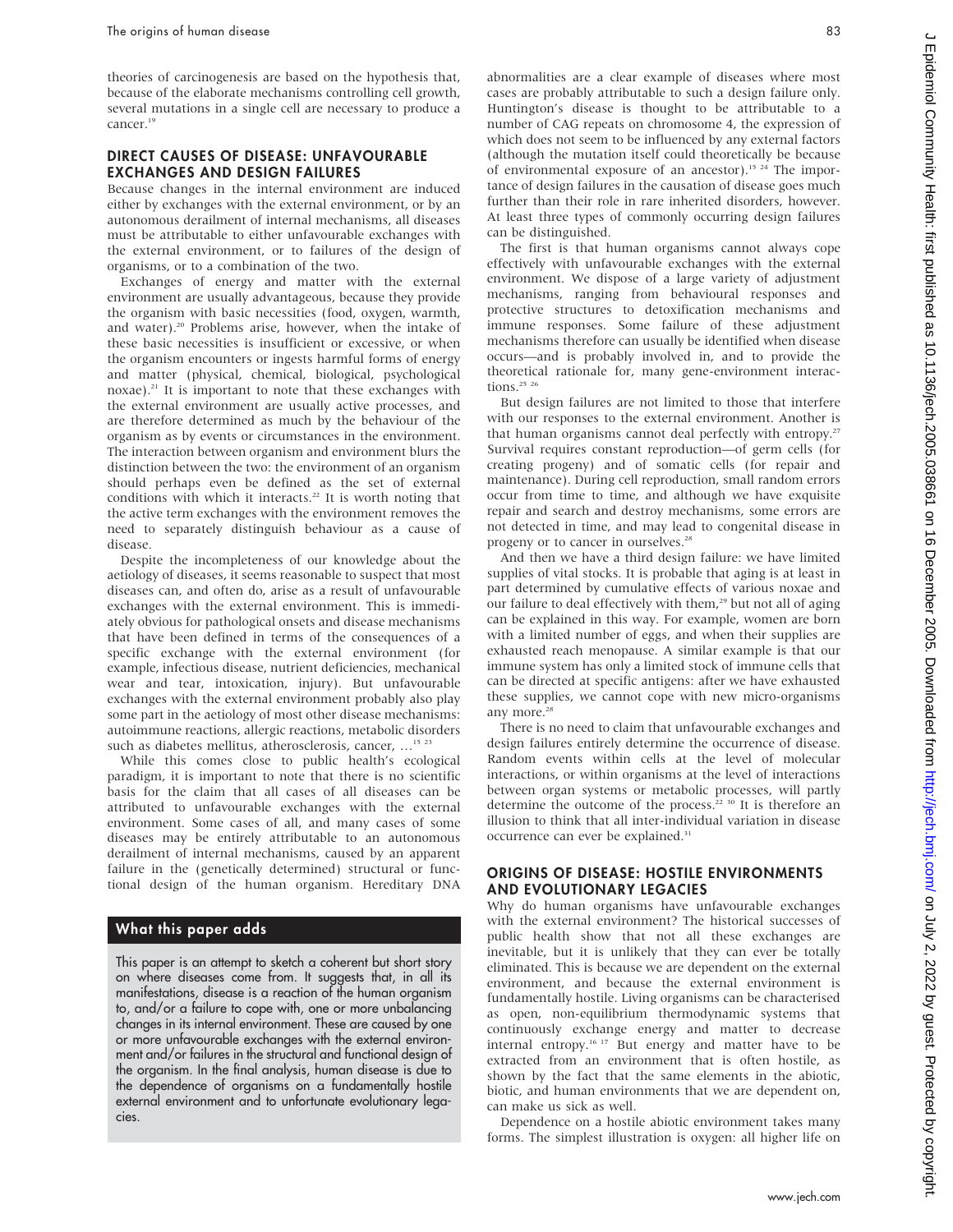theories of carcinogenesis are based on the hypothesis that, because of the elaborate mechanisms controlling cell growth, several mutations in a single cell are necessary to produce a cancer.[19]

## DIRECT CAUSES OF DISEASE: UNFAVOURABLE EXCHANGES AND DESIGN FAILURES

Because changes in the internal environment are induced either by exchanges with the external environment, or by an autonomous derailment of internal mechanisms, all diseases must be attributable to either unfavourable exchanges with the external environment, or to failures of the design of organisms, or to a combination of the two.

Exchanges of energy and matter with the external environment are usually advantageous, because they provide the organism with basic necessities (food, oxygen, warmth, and water).[20] Problems arise, however, when the intake of these basic necessities is insufficient or excessive, or when the organism encounters or ingests harmful forms of energy and matter (physical, chemical, biological, psychological noxae).[21] It is important to note that these exchanges with the external environment are usually active processes, and are therefore determined as much by the behaviour of the organism as by events or circumstances in the environment. The interaction between organism and environment blurs the distinction between the two: the environment of an organism should perhaps even be defined as the set of external conditions with which it interacts.[22] It is worth noting that the active term exchanges with the environment removes the need to separately distinguish behaviour as a cause of disease.

Despite the incompleteness of our knowledge about the aetiology of diseases, it seems reasonable to suspect that most diseases can, and often do, arise as a result of unfavourable exchanges with the external environment. This is immediately obvious for pathological onsets and disease mechanisms that have been defined in terms of the consequences of a specific exchange with the external environment (for example, infectious disease, nutrient deficiencies, mechanical wear and tear, intoxication, injury). But unfavourable exchanges with the external environment probably also play some part in the aetiology of most other disease mechanisms: autoimmune reactions, allergic reactions, metabolic disorders such as diabetes mellitus, atherosclerosis, cancer, …[15 23]

While this comes close to public health's ecological paradigm, it is important to note that there is no scientific basis for the claim that all cases of all diseases can be attributed to unfavourable exchanges with the external environment. Some cases of all, and many cases of some diseases may be entirely attributable to an autonomous derailment of internal mechanisms, caused by an apparent failure in the (genetically determined) structural or functional design of the human organism. Hereditary DNA abnormalities are a clear example of diseases where most cases are probably attributable to such a design failure only. Huntington's disease is thought to be attributable to a number of CAG repeats on chromosome 4, the expression of which does not seem to be influenced by any external factors (although the mutation itself could theoretically be because of environmental exposure of an ancestor).[15 24] The importance of design failures in the causation of disease goes much further than their role in rare inherited disorders, however. At least three types of commonly occurring design failures can be distinguished.

The first is that human organisms cannot always cope effectively with unfavourable exchanges with the external environment. We dispose of a large variety of adjustment mechanisms, ranging from behavioural responses and protective structures to detoxification mechanisms and immune responses. Some failure of these adjustment mechanisms therefore can usually be identified when disease occurs—and is probably involved in, and to provide the theoretical rationale for, many gene-environment interactions.[25 26]

But design failures are not limited to those that interfere with our responses to the external environment. Another is that human organisms cannot deal perfectly with entropy.[27] Survival requires constant reproduction—of germ cells (for creating progeny) and of somatic cells (for repair and maintenance). During cell reproduction, small random errors occur from time to time, and although we have exquisite repair and search and destroy mechanisms, some errors are not detected in time, and may lead to congenital disease in progeny or to cancer in ourselves.[28]

And then we have a third design failure: we have limited supplies of vital stocks. It is probable that aging is at least in part determined by cumulative effects of various noxae and our failure to deal effectively with them,[29] but not all of aging can be explained in this way. For example, women are born with a limited number of eggs, and when their supplies are exhausted reach menopause. A similar example is that our immune system has only a limited stock of immune cells that can be directed at specific antigens: after we have exhausted these supplies, we cannot cope with new micro-organisms any more.[28]

There is no need to claim that unfavourable exchanges and design failures entirely determine the occurrence of disease. Random events within cells at the level of molecular interactions, or within organisms at the level of interactions between organ systems or metabolic processes, will partly determine the outcome of the process.[22 30] It is therefore an illusion to think that all inter-individual variation in disease occurrence can ever be explained.[31]

## ORIGINS OF DISEASE: HOSTILE ENVIRONMENTS AND EVOLUTIONARY LEGACIES

Why do human organisms have unfavourable exchanges with the external environment? The historical successes of public health show that not all these exchanges are inevitable, but it is unlikely that they can ever be totally eliminated. This is because we are dependent on the external environment, and because the external environment is fundamentally hostile. Living organisms can be characterised as open, non-equilibrium thermodynamic systems that continuously exchange energy and matter to decrease internal entropy.[16 17] But energy and matter have to be extracted from an environment that is often hostile, as shown by the fact that the same elements in the abiotic, biotic, and human environments that we are dependent on, can make us sick as well.

Dependence on a hostile abiotic environment takes many forms. The simplest illustration is oxygen: all higher life on

### What this paper adds

This paper is an attempt to sketch a coherent but short story on where diseases come from. It suggests that, in all its manifestations, disease is a reaction of the human organism to, and/or a failure to cope with, one or more unbalancing changes in its internal environment. These are caused by one or more unfavourable exchanges with the external environment and/or failures in the structural and functional design of the organism. In the final analysis, human disease is due to the dependence of organisms on a fundamentally hostile external environment and to unfortunate evolutionary legacies.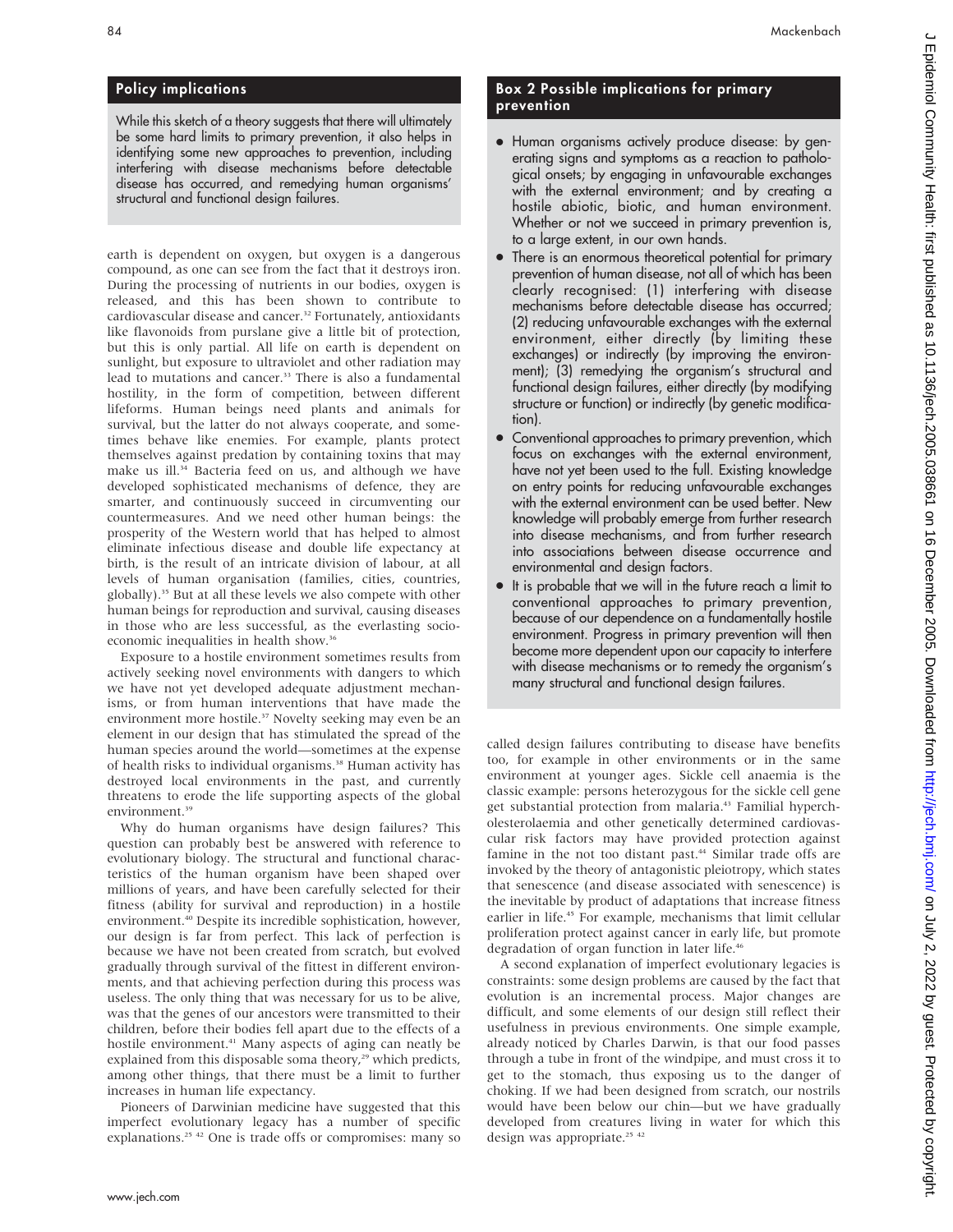## Policy implications

While this sketch of a theory suggests that there will ultimately be some hard limits to primary prevention, it also helps in identifying some new approaches to prevention, including interfering with disease mechanisms before detectable disease has occurred, and remedying human organisms' structural and functional design failures.

earth is dependent on oxygen, but oxygen is a dangerous compound, as one can see from the fact that it destroys iron. During the processing of nutrients in our bodies, oxygen is released, and this has been shown to contribute to cardiovascular disease and cancer.[32] Fortunately, antioxidants like flavonoids from purslane give a little bit of protection, but this is only partial. All life on earth is dependent on sunlight, but exposure to ultraviolet and other radiation may lead to mutations and cancer.[33] There is also a fundamental hostility, in the form of competition, between different lifeforms. Human beings need plants and animals for survival, but the latter do not always cooperate, and sometimes behave like enemies. For example, plants protect themselves against predation by containing toxins that may make us ill.[34] Bacteria feed on us, and although we have developed sophisticated mechanisms of defence, they are smarter, and continuously succeed in circumventing our countermeasures. And we need other human beings: the prosperity of the Western world that has helped to almost eliminate infectious disease and double life expectancy at birth, is the result of an intricate division of labour, at all levels of human organisation (families, cities, countries, globally).[35] But at all these levels we also compete with other human beings for reproduction and survival, causing diseases in those who are less successful, as the everlasting socioeconomic inequalities in health show.[36]

Exposure to a hostile environment sometimes results from actively seeking novel environments with dangers to which we have not yet developed adequate adjustment mechanisms, or from human interventions that have made the environment more hostile.[37] Novelty seeking may even be an element in our design that has stimulated the spread of the human species around the world—sometimes at the expense of health risks to individual organisms.[38] Human activity has destroyed local environments in the past, and currently threatens to erode the life supporting aspects of the global environment.[39]

Why do human organisms have design failures? This question can probably best be answered with reference to evolutionary biology. The structural and functional characteristics of the human organism have been shaped over millions of years, and have been carefully selected for their fitness (ability for survival and reproduction) in a hostile environment.[40] Despite its incredible sophistication, however, our design is far from perfect. This lack of perfection is because we have not been created from scratch, but evolved gradually through survival of the fittest in different environments, and that achieving perfection during this process was useless. The only thing that was necessary for us to be alive, was that the genes of our ancestors were transmitted to their children, before their bodies fell apart due to the effects of a hostile environment.[41] Many aspects of aging can neatly be explained from this disposable soma theory,[29] which predicts, among other things, that there must be a limit to further increases in human life expectancy.

Pioneers of Darwinian medicine have suggested that this imperfect evolutionary legacy has a number of specific explanations.[25 42] One is trade offs or compromises: many so called design failures contributing to disease have benefits too, for example in other environments or in the same environment at younger ages. Sickle cell anaemia is the classic example: persons heterozygous for the sickle cell gene get substantial protection from malaria.[43] Familial hypercholesterolaemia and other genetically determined cardiovascular risk factors may have provided protection against famine in the not too distant past.[44] Similar trade offs are invoked by the theory of antagonistic pleiotropy, which states that senescence (and disease associated with senescence) is the inevitable by product of adaptations that increase fitness earlier in life.[45] For example, mechanisms that limit cellular proliferation protect against cancer in early life, but promote degradation of organ function in later life.[46]

A second explanation of imperfect evolutionary legacies is constraints: some design problems are caused by the fact that evolution is an incremental process. Major changes are difficult, and some elements of our design still reflect their usefulness in previous environments. One simple example, already noticed by Charles Darwin, is that our food passes through a tube in front of the windpipe, and must cross it to get to the stomach, thus exposing us to the danger of choking. If we had been designed from scratch, our nostrils would have been below our chin—but we have gradually developed from creatures living in water for which this design was appropriate.[25 42]

## Box 2 Possible implications for primary prevention

- Human organisms actively produce disease: by generating signs and symptoms as a reaction to pathological onsets; by engaging in unfavourable exchanges with the external environment; and by creating a hostile abiotic, biotic, and human environment. Whether or not we succeed in primary prevention is, to a large extent, in our own hands.
- There is an enormous theoretical potential for primary prevention of human disease, not all of which has been clearly recognised: (1) interfering with disease mechanisms before detectable disease has occurred; (2) reducing unfavourable exchanges with the external environment, either directly (by limiting these exchanges) or indirectly (by improving the environment); (3) remedying the organism's structural and functional design failures, either directly (by modifying structure or function) or indirectly (by genetic modification).
- Conventional approaches to primary prevention, which focus on exchanges with the external environment, have not yet been used to the full. Existing knowledge on entry points for reducing unfavourable exchanges with the external environment can be used better. New knowledge will probably emerge from further research into disease mechanisms, and from further research into associations between disease occurrence and environmental and design factors.
- It is probable that we will in the future reach a limit to conventional approaches to primary prevention, because of our dependence on a fundamentally hostile environment. Progress in primary prevention will then become more dependent upon our capacity to interfere with disease mechanisms or to remedy the organism's many structural and functional design failures.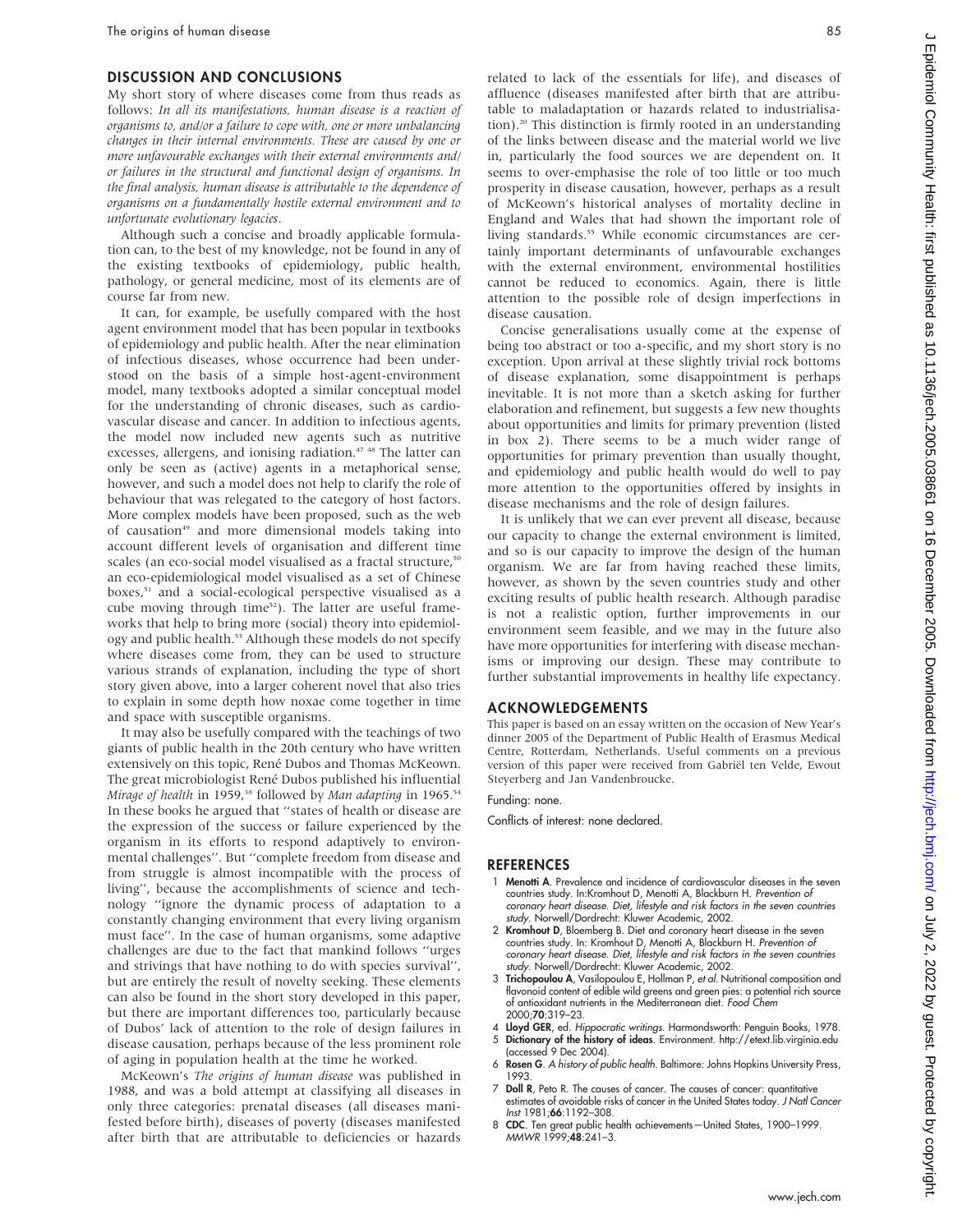## DISCUSSION AND CONCLUSIONS

My short story of where diseases come from thus reads as follows: *In all its manifestations, human disease is a reaction of organisms to, and/or a failure to cope with, one or more unbalancing changes in their internal environments. These are caused by one or more unfavourable exchanges with their external environments and/or failures in the structural and functional design of organisms. In the final analysis, human disease is attributable to the dependence of organisms on a fundamentally hostile external environment and to unfortunate evolutionary legacies*.

Although such a concise and broadly applicable formulation can, to the best of my knowledge, not be found in any of the existing textbooks of epidemiology, public health, pathology, or general medicine, most of its elements are of course far from new.

It can, for example, be usefully compared with the host agent environment model that has been popular in textbooks of epidemiology and public health. After the near elimination of infectious diseases, whose occurrence had been understood on the basis of a simple host-agent-environment model, many textbooks adopted a similar conceptual model for the understanding of chronic diseases, such as cardiovascular disease and cancer. In addition to infectious agents, the model now included new agents such as nutritive excesses, allergens, and ionising radiation.[47 48] The latter can only be seen as (active) agents in a metaphorical sense, however, and such a model does not help to clarify the role of behaviour that was relegated to the category of host factors. More complex models have been proposed, such as the web of causation[49] and more dimensional models taking into account different levels of organisation and different time scales (an eco-social model visualised as a fractal structure,[50] an eco-epidemiological model visualised as a set of Chinese boxes,[51] and a social-ecological perspective visualised as a cube moving through time[52]). The latter are useful frameworks that help to bring more (social) theory into epidemiology and public health.[53] Although these models do not specify where diseases come from, they can be used to structure various strands of explanation, including the type of short story given above, into a larger coherent novel that also tries to explain in some depth how noxae come together in time and space with susceptible organisms.

It may also be usefully compared with the teachings of two giants of public health in the 20th century who have written extensively on this topic, René Dubos and Thomas McKeown. The great microbiologist René Dubos published his influential *Mirage of health* in 1959,[38] followed by *Man adapting* in 1965.[54] In these books he argued that "states of health or disease are the expression of the success or failure experienced by the organism in its efforts to respond adaptively to environmental challenges". But "complete freedom from disease and from struggle is almost incompatible with the process of living", because the accomplishments of science and technology "ignore the dynamic process of adaptation to a constantly changing environment that every living organism must face". In the case of human organisms, some adaptive challenges are due to the fact that mankind follows "urges and strivings that have nothing to do with species survival", but are entirely the result of novelty seeking. These elements can also be found in the short story developed in this paper, but there are important differences too, particularly because of Dubos' lack of attention to the role of design failures in disease causation, perhaps because of the less prominent role of aging in population health at the time he worked.

McKeown's *The origins of human disease* was published in 1988, and was a bold attempt at classifying all diseases in only three categories: prenatal diseases (all diseases manifested before birth), diseases of poverty (diseases manifested after birth that are attributable to deficiencies or hazards related to lack of the essentials for life), and diseases of affluence (diseases manifested after birth that are attributable to maladaptation or hazards related to industrialisation).[20] This distinction is firmly rooted in an understanding of the links between disease and the material world we live in, particularly the food sources we are dependent on. It seems to over-emphasise the role of too little or too much prosperity in disease causation, however, perhaps as a result of McKeown's historical analyses of mortality decline in England and Wales that had shown the important role of living standards.[55] While economic circumstances are certainly important determinants of unfavourable exchanges with the external environment, environmental hostilities cannot be reduced to economics. Again, there is little attention to the possible role of design imperfections in disease causation.

Concise generalisations usually come at the expense of being too abstract or too a-specific, and my short story is no exception. Upon arrival at these slightly trivial rock bottoms of disease explanation, some disappointment is perhaps inevitable. It is not more than a sketch asking for further elaboration and refinement, but suggests a few new thoughts about opportunities and limits for primary prevention (listed in box 2). There seems to be a much wider range of opportunities for primary prevention than usually thought, and epidemiology and public health would do well to pay more attention to the opportunities offered by insights in disease mechanisms and the role of design failures.

It is unlikely that we can ever prevent all disease, because our capacity to change the external environment is limited, and so is our capacity to improve the design of the human organism. We are far from having reached these limits, however, as shown by the seven countries study and other exciting results of public health research. Although paradise is not a realistic option, further improvements in our environment seem feasible, and we may in the future also have more opportunities for interfering with disease mechanisms or improving our design. These may contribute to further substantial improvements in healthy life expectancy.

## ACKNOWLEDGEMENTS

This paper is based on an essay written on the occasion of New Year's dinner 2005 of the Department of Public Health of Erasmus Medical Centre, Rotterdam, Netherlands. Useful comments on a previous version of this paper were received from Gabriël ten Velde, Ewout Steyerberg and Jan Vandenbroucke.

Funding: none.

Conflicts of interest: none declared.

## REFERENCES

1. **Menotti A**. Prevalence and incidence of cardiovascular diseases in the seven countries study. In:Kromhout D, Menotti A, Blackburn H. *Prevention of coronary heart disease. Diet, lifestyle and risk factors in the seven countries study*. Norwell/Dordrecht: Kluwer Academic, 2002.
2. **Kromhout D**, Bloemberg B. Diet and coronary heart disease in the seven countries study. In: Kromhout D, Menotti A, Blackburn H. *Prevention of coronary heart disease. Diet, lifestyle and risk factors in the seven countries study*. Norwell/Dordrecht: Kluwer Academic, 2002.
3. **Trichopoulou A**, Vasilopoulou E, Hollman P, *et al*. Nutritional composition and flavonoid content of edible wild greens and green pies: a potential rich source of antioxidant nutrients in the Mediterranean diet. *Food Chem* 2000;**70**:319–23.
4. **Lloyd GER**, ed. *Hippocratic writings*. Harmondsworth: Penguin Books, 1978.
5. **Dictionary of the history of ideas**. Environment. http://etext.lib.virginia.edu (accessed 9 Dec 2004).
6. **Rosen G**. *A history of public health*. Baltimore: Johns Hopkins University Press, 1993.
7. **Doll R**, Peto R. The causes of cancer. The causes of cancer: quantitative estimates of avoidable risks of cancer in the United States today. *J Natl Cancer Inst* 1981;**66**:1192–308.
8. **CDC**. Ten great public health achievements—United States, 1900–1999. *MMWR* 1999;**48**:241–3.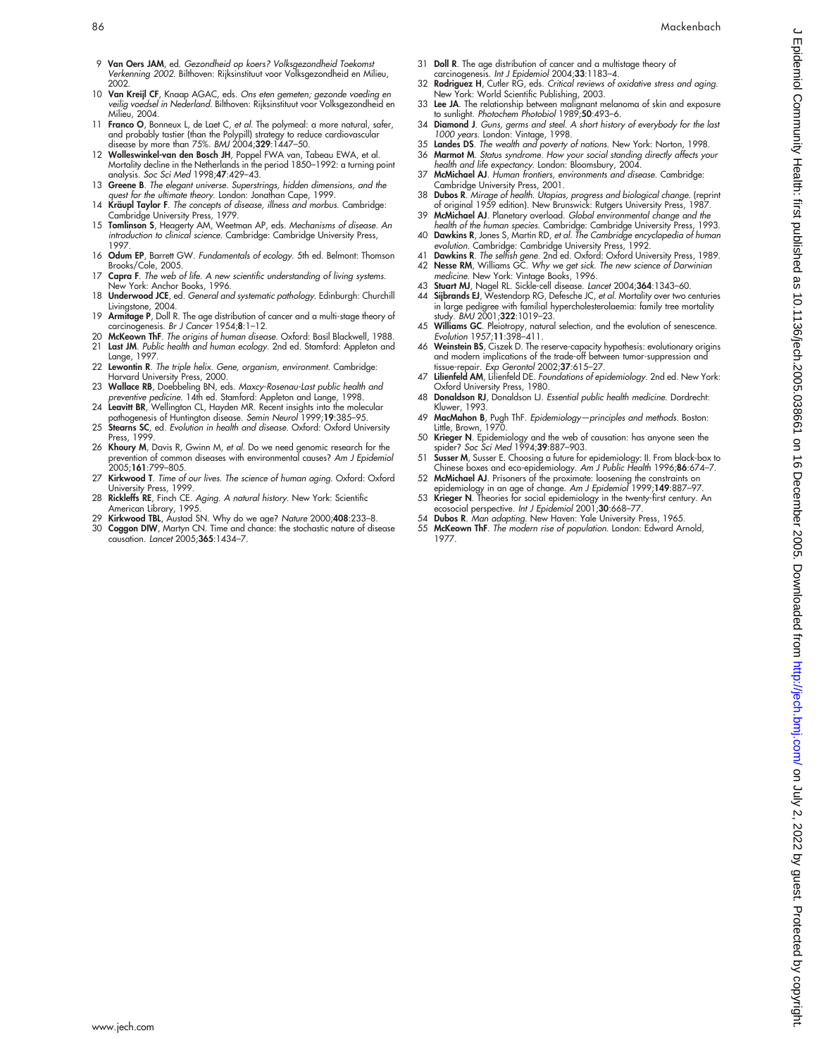9 **Van Oers JAM**, ed. *Gezondheid op koers? Volksgezondheid Toekomst Verkenning 2002.* Bilthoven: Rijksinstituut voor Volksgezondheid en Milieu, 2002.

10 **Van Kreijl CF**, Knaap AGAC, eds. *Ons eten gemeten; gezonde voeding en veilig voedsel in Nederland.* Bilthoven: Rijksinstituut voor Volksgezondheid en Milieu, 2004.

11 **Franco O**, Bonneux L, de Laet C, *et al*. The polymeal: a more natural, safer, and probably tastier (than the Polypill) strategy to reduce cardiovascular disease by more than 75%. *BMJ* 2004;**329**:1447–50.

12 **Wolleswinkel-van den Bosch JH**, Poppel FWA van, Tabeau EWA, et al. Mortality decline in the Netherlands in the period 1850–1992: a turning point analysis. *Soc Sci Med* 1998;**47**:429–43.

13 **Greene B**. *The elegant universe. Superstrings, hidden dimensions, and the quest for the ultimate theory.* London: Jonathan Cape, 1999.

14 **Kräupl Taylor F**. *The concepts of disease, illness and morbus.* Cambridge: Cambridge University Press, 1979.

15 **Tomlinson S**, Heagerty AM, Weetman AP, eds. *Mechanisms of disease. An introduction to clinical science.* Cambridge: Cambridge University Press, 1997.

16 **Odum EP**, Barrett GW. *Fundamentals of ecology.* 5th ed. Belmont: Thomson Brooks/Cole, 2005.

17 **Capra F**. *The web of life. A new scientific understanding of living systems.* New York: Anchor Books, 1996.

18 **Underwood JCE**, ed. *General and systematic pathology.* Edinburgh: Churchill Livingstone, 2004.

19 **Armitage P**, Doll R. The age distribution of cancer and a multi-stage theory of carcinogenesis. *Br J Cancer* 1954;**8**:1–12.

20 **McKeown ThF**. *The origins of human disease.* Oxford: Basil Blackwell, 1988.

21 **Last JM**. *Public health and human ecology.* 2nd ed. Stamford: Appleton and Lange, 1997.

22 **Lewontin R**. *The triple helix. Gene, organism, environment.* Cambridge: Harvard University Press, 2000.

23 **Wallace RB**, Doebbeling BN, eds. *Maxcy-Rosenau-Last public health and preventive pedicine.* 14th ed. Stamford: Appleton and Lange, 1998.

24 **Leavitt BR**, Wellington CL, Hayden MR. Recent insights into the molecular pathogenesis of Huntington disease. *Semin Neurol* 1999;**19**:385–95.

25 **Stearns SC**, ed. *Evolution in health and disease.* Oxford: Oxford University Press, 1999.

26 **Khoury M**, Davis R, Gwinn M, *et al*. Do we need genomic research for the prevention of common diseases with environmental causes? *Am J Epidemiol* 2005;**161**:799–805.

27 **Kirkwood T**. *Time of our lives. The science of human aging.* Oxford: Oxford University Press, 1999.

28 **Rickleffs RE**, Finch CE. *Aging. A natural history.* New York: Scientific American Library, 1995.

29 **Kirkwood TBL**, Austad SN. Why do we age? *Nature* 2000;**408**:233–8.

30 **Coggon DIW**, Martyn CN. Time and chance: the stochastic nature of disease causation. *Lancet* 2005;**365**:1434–7.

31 **Doll R**. The age distribution of cancer and a multistage theory of carcinogenesis. *Int J Epidemiol* 2004;**33**:1183–4.

32 **Rodriguez H**, Cutler RG, eds. *Critical reviews of oxidative stress and aging.* New York: World Scientific Publishing, 2003.

33 **Lee JA**. The relationship between malignant melanoma of skin and exposure to sunlight. *Photochem Photobiol* 1989;**50**:493–6.

34 **Diamond J**. *Guns, germs and steel. A short history of everybody for the last 1000 years.* London: Vintage, 1998.

35 **Landes DS**. *The wealth and poverty of nations.* New York: Norton, 1998.

36 **Marmot M**. *Status syndrome. How your social standing directly affects your health and life expectancy.* London: Bloomsbury, 2004.

37 **McMichael AJ**. *Human frontiers, environments and disease.* Cambridge: Cambridge University Press, 2001.

38 **Dubos R**. *Mirage of health. Utopias, progress and biological change.* (reprint of original 1959 edition). New Brunswick: Rutgers University Press, 1987.

39 **McMichael AJ**. Planetary overload. *Global environmental change and the health of the human species.* Cambridge: Cambridge University Press, 1993.

40 **Dawkins R**, Jones S, Martin RD, *et al*. *The Cambridge encyclopedia of human evolution.* Cambridge: Cambridge University Press, 1992.

41 **Dawkins R**. *The selfish gene.* 2nd ed. Oxford: Oxford University Press, 1989.

42 **Nesse RM**, Williams GC. *Why we get sick. The new science of Darwinian medicine.* New York: Vintage Books, 1996.

43 **Stuart MJ**, Nagel RL. Sickle-cell disease. *Lancet* 2004;**364**:1343–60.

44 **Sijbrands EJ**, Westendorp RG, Defesche JC, *et al*. Mortality over two centuries in large pedigree with familial hypercholesterolaemia: family tree mortality study. *BMJ* 2001;**322**:1019–23.

45 **Williams GC**. Pleiotropy, natural selection, and the evolution of senescence. *Evolution* 1957;**11**:398–411.

46 **Weinstein BS**, Ciszek D. The reserve-capacity hypothesis: evolutionary origins and modern implications of the trade-off between tumor-suppression and tissue-repair. *Exp Gerontol* 2002;**37**:615–27.

47 **Lilienfeld AM**, Lilienfeld DE. *Foundations of epidemiology.* 2nd ed. New York: Oxford University Press, 1980.

48 **Donaldson RJ**, Donaldson LJ. *Essential public health medicine.* Dordrecht: Kluwer, 1993.

49 **MacMahon B**, Pugh ThF. *Epidemiology—principles and methods.* Boston: Little, Brown, 1970.

50 **Krieger N**. Epidemiology and the web of causation: has anyone seen the spider? *Soc Sci Med* 1994;**39**:887–903.

51 **Susser M**, Susser E. Choosing a future for epidemiology: II. From black-box to Chinese boxes and eco-epidemiology. *Am J Public Health* 1996;**86**:674–7.

52 **McMichael AJ**. Prisoners of the proximate: loosening the constraints on epidemiology in an age of change. *Am J Epidemiol* 1999;**149**:887–97.

53 **Krieger N**. Theories for social epidemiology in the twenty-first century. An ecosocial perspective. *Int J Epidemiol* 2001;**30**:668–77.

54 **Dubos R**. *Man adapting.* New Haven: Yale University Press, 1965.

55 **McKeown ThF**. *The modern rise of population.* London: Edward Arnold, 1977.